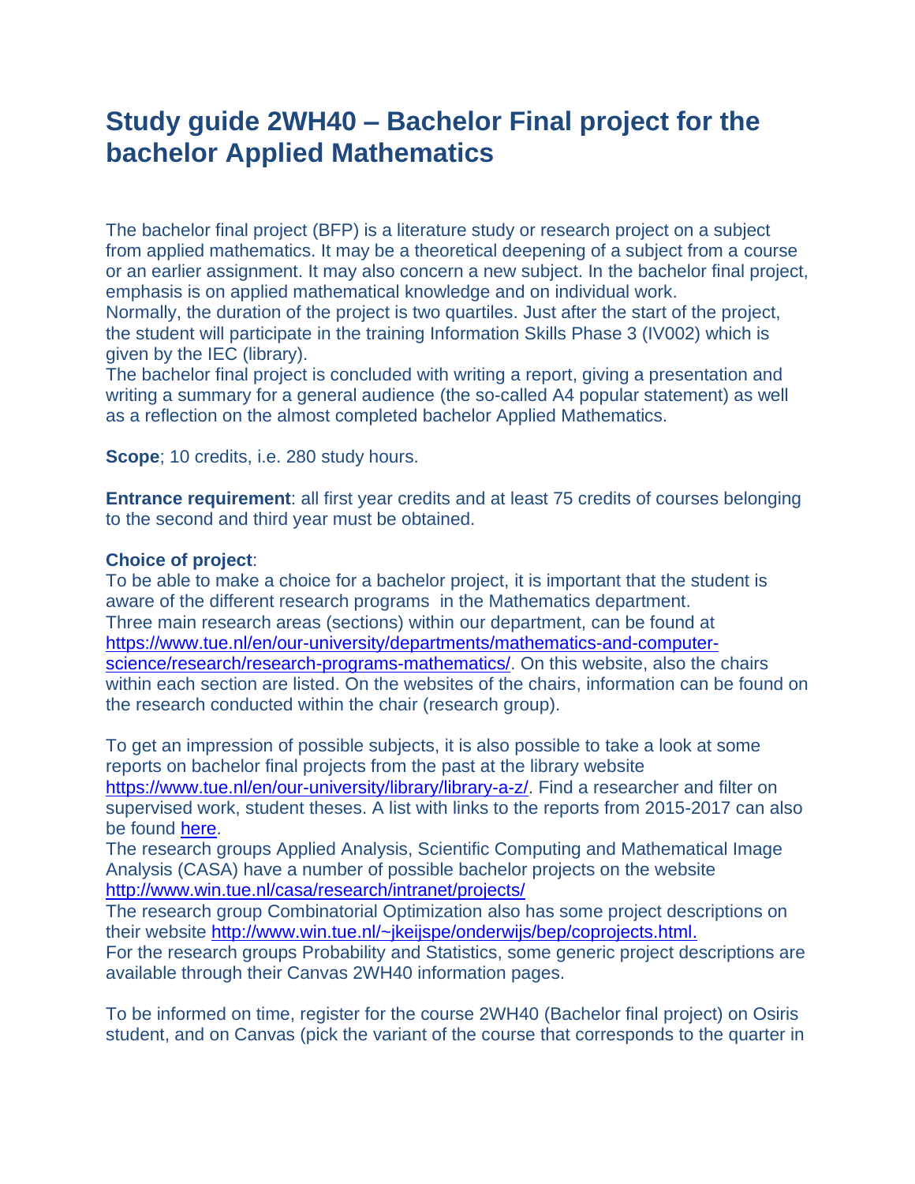# Study guide 2WH40 – Bachelor Final project for the bachelor Applied Mathematics

The bachelor final project (BFP) is a literature study or research project on a subject from applied mathematics. It may be a theoretical deepening of a subject from a course or an earlier assignment. It may also concern a new subject. In the bachelor final project, emphasis is on applied mathematical knowledge and on individual work.
Normally, the duration of the project is two quartiles. Just after the start of the project, the student will participate in the training Information Skills Phase 3 (IV002) which is given by the IEC (library).
The bachelor final project is concluded with writing a report, giving a presentation and writing a summary for a general audience (the so-called A4 popular statement) as well as a reflection on the almost completed bachelor Applied Mathematics.

**Scope**; 10 credits, i.e. 280 study hours.

**Entrance requirement**: all first year credits and at least 75 credits of courses belonging to the second and third year must be obtained.

**Choice of project**:
To be able to make a choice for a bachelor project, it is important that the student is aware of the different research programs in the Mathematics department.
Three main research areas (sections) within our department, can be found at https://www.tue.nl/en/our-university/departments/mathematics-and-computer-science/research/research-programs-mathematics/. On this website, also the chairs within each section are listed. On the websites of the chairs, information can be found on the research conducted within the chair (research group).

To get an impression of possible subjects, it is also possible to take a look at some reports on bachelor final projects from the past at the library website https://www.tue.nl/en/our-university/library/library-a-z/. Find a researcher and filter on supervised work, student theses. A list with links to the reports from 2015-2017 can also be found here.
The research groups Applied Analysis, Scientific Computing and Mathematical Image Analysis (CASA) have a number of possible bachelor projects on the website http://www.win.tue.nl/casa/research/intranet/projects/
The research group Combinatorial Optimization also has some project descriptions on their website http://www.win.tue.nl/~jkeijspe/onderwijs/bep/coprojects.html.
For the research groups Probability and Statistics, some generic project descriptions are available through their Canvas 2WH40 information pages.

To be informed on time, register for the course 2WH40 (Bachelor final project) on Osiris student, and on Canvas (pick the variant of the course that corresponds to the quarter in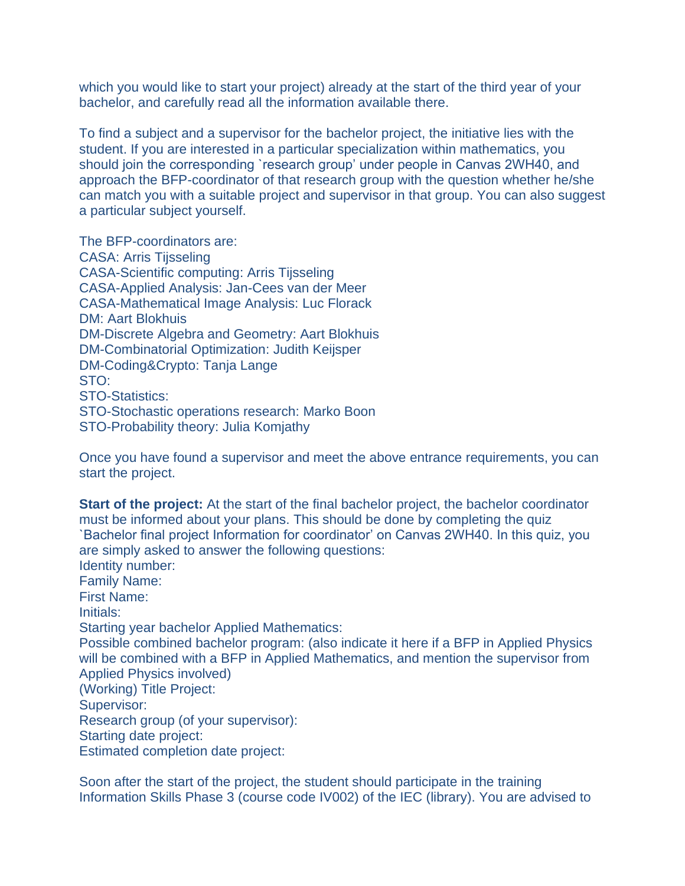which you would like to start your project) already at the start of the third year of your bachelor, and carefully read all the information available there.

To find a subject and a supervisor for the bachelor project, the initiative lies with the student. If you are interested in a particular specialization within mathematics, you should join the corresponding `research group' under people in Canvas 2WH40, and approach the BFP-coordinator of that research group with the question whether he/she can match you with a suitable project and supervisor in that group. You can also suggest a particular subject yourself.

The BFP-coordinators are:
CASA: Arris Tijsseling
CASA-Scientific computing: Arris Tijsseling
CASA-Applied Analysis: Jan-Cees van der Meer
CASA-Mathematical Image Analysis: Luc Florack
DM: Aart Blokhuis
DM-Discrete Algebra and Geometry: Aart Blokhuis
DM-Combinatorial Optimization: Judith Keijsper
DM-Coding&Crypto: Tanja Lange
STO:
STO-Statistics:
STO-Stochastic operations research: Marko Boon
STO-Probability theory: Julia Komjathy

Once you have found a supervisor and meet the above entrance requirements, you can start the project.

**Start of the project:** At the start of the final bachelor project, the bachelor coordinator must be informed about your plans. This should be done by completing the quiz `Bachelor final project Information for coordinator' on Canvas 2WH40. In this quiz, you are simply asked to answer the following questions:
Identity number:
Family Name:
First Name:
Initials:
Starting year bachelor Applied Mathematics:
Possible combined bachelor program: (also indicate it here if a BFP in Applied Physics will be combined with a BFP in Applied Mathematics, and mention the supervisor from Applied Physics involved)
(Working) Title Project:
Supervisor:
Research group (of your supervisor):
Starting date project:
Estimated completion date project:

Soon after the start of the project, the student should participate in the training Information Skills Phase 3 (course code IV002) of the IEC (library). You are advised to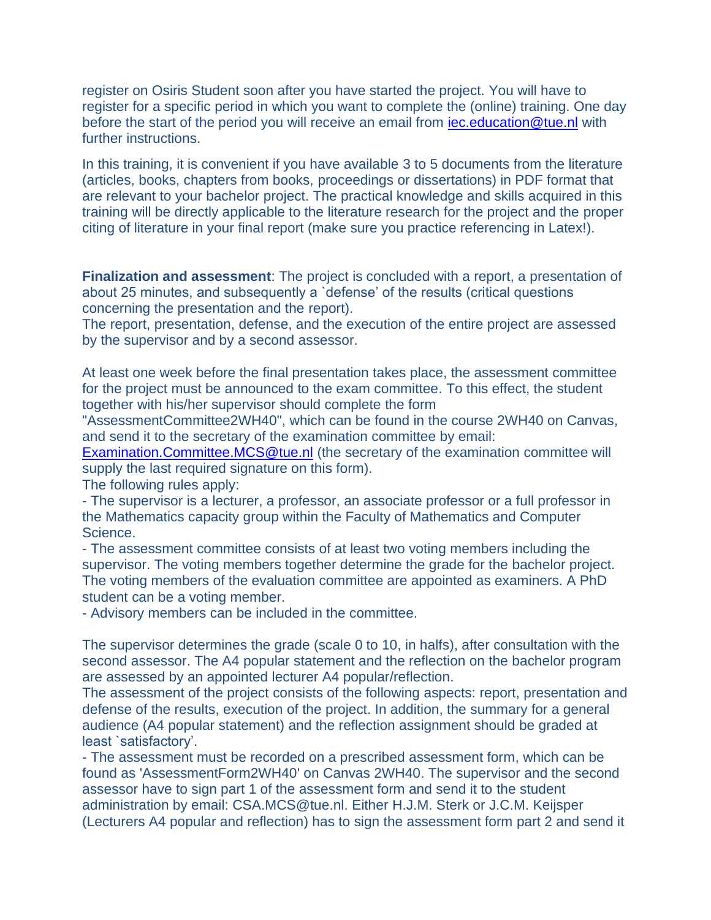register on Osiris Student soon after you have started the project. You will have to register for a specific period in which you want to complete the (online) training. One day before the start of the period you will receive an email from iec.education@tue.nl with further instructions.

In this training, it is convenient if you have available 3 to 5 documents from the literature (articles, books, chapters from books, proceedings or dissertations) in PDF format that are relevant to your bachelor project. The practical knowledge and skills acquired in this training will be directly applicable to the literature research for the project and the proper citing of literature in your final report (make sure you practice referencing in Latex!).

**Finalization and assessment**: The project is concluded with a report, a presentation of about 25 minutes, and subsequently a `defense' of the results (critical questions concerning the presentation and the report).
The report, presentation, defense, and the execution of the entire project are assessed by the supervisor and by a second assessor.

At least one week before the final presentation takes place, the assessment committee for the project must be announced to the exam committee. To this effect, the student together with his/her supervisor should complete the form "AssessmentCommittee2WH40", which can be found in the course 2WH40 on Canvas, and send it to the secretary of the examination committee by email: Examination.Committee.MCS@tue.nl (the secretary of the examination committee will supply the last required signature on this form).
The following rules apply:
- The supervisor is a lecturer, a professor, an associate professor or a full professor in the Mathematics capacity group within the Faculty of Mathematics and Computer Science.
- The assessment committee consists of at least two voting members including the supervisor. The voting members together determine the grade for the bachelor project. The voting members of the evaluation committee are appointed as examiners. A PhD student can be a voting member.
- Advisory members can be included in the committee.

The supervisor determines the grade (scale 0 to 10, in halfs), after consultation with the second assessor. The A4 popular statement and the reflection on the bachelor program are assessed by an appointed lecturer A4 popular/reflection.
The assessment of the project consists of the following aspects: report, presentation and defense of the results, execution of the project. In addition, the summary for a general audience (A4 popular statement) and the reflection assignment should be graded at least `satisfactory'.
- The assessment must be recorded on a prescribed assessment form, which can be found as 'AssessmentForm2WH40' on Canvas 2WH40. The supervisor and the second assessor have to sign part 1 of the assessment form and send it to the student administration by email: CSA.MCS@tue.nl. Either H.J.M. Sterk or J.C.M. Keijsper (Lecturers A4 popular and reflection) has to sign the assessment form part 2 and send it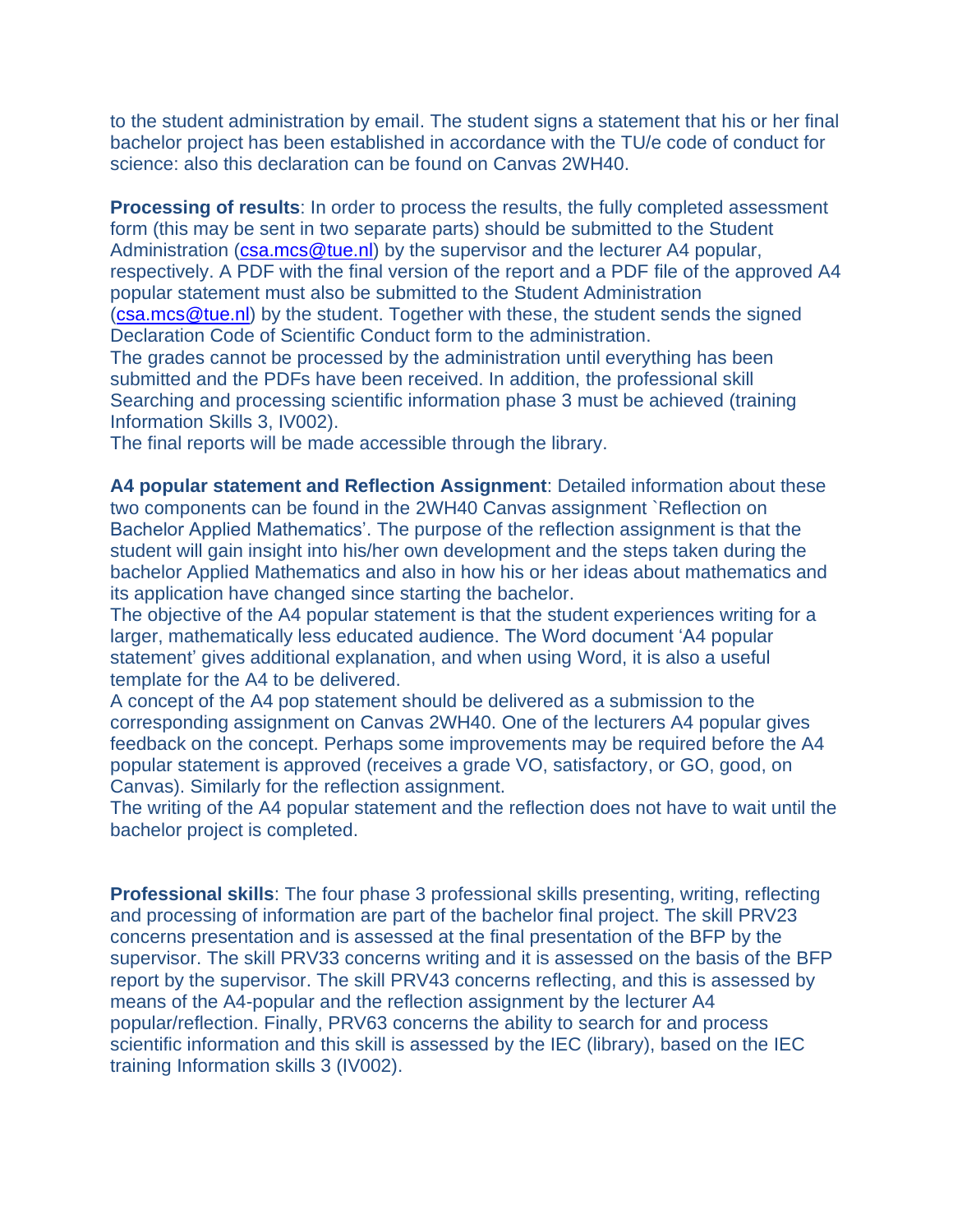to the student administration by email. The student signs a statement that his or her final bachelor project has been established in accordance with the TU/e code of conduct for science: also this declaration can be found on Canvas 2WH40.

**Processing of results**: In order to process the results, the fully completed assessment form (this may be sent in two separate parts) should be submitted to the Student Administration (csa.mcs@tue.nl) by the supervisor and the lecturer A4 popular, respectively. A PDF with the final version of the report and a PDF file of the approved A4 popular statement must also be submitted to the Student Administration (csa.mcs@tue.nl) by the student. Together with these, the student sends the signed Declaration Code of Scientific Conduct form to the administration.
The grades cannot be processed by the administration until everything has been submitted and the PDFs have been received. In addition, the professional skill Searching and processing scientific information phase 3 must be achieved (training Information Skills 3, IV002).
The final reports will be made accessible through the library.

**A4 popular statement and Reflection Assignment**: Detailed information about these two components can be found in the 2WH40 Canvas assignment `Reflection on Bachelor Applied Mathematics'. The purpose of the reflection assignment is that the student will gain insight into his/her own development and the steps taken during the bachelor Applied Mathematics and also in how his or her ideas about mathematics and its application have changed since starting the bachelor.
The objective of the A4 popular statement is that the student experiences writing for a larger, mathematically less educated audience. The Word document 'A4 popular statement' gives additional explanation, and when using Word, it is also a useful template for the A4 to be delivered.
A concept of the A4 pop statement should be delivered as a submission to the corresponding assignment on Canvas 2WH40. One of the lecturers A4 popular gives feedback on the concept. Perhaps some improvements may be required before the A4 popular statement is approved (receives a grade VO, satisfactory, or GO, good, on Canvas). Similarly for the reflection assignment.
The writing of the A4 popular statement and the reflection does not have to wait until the bachelor project is completed.

**Professional skills**: The four phase 3 professional skills presenting, writing, reflecting and processing of information are part of the bachelor final project. The skill PRV23 concerns presentation and is assessed at the final presentation of the BFP by the supervisor. The skill PRV33 concerns writing and it is assessed on the basis of the BFP report by the supervisor. The skill PRV43 concerns reflecting, and this is assessed by means of the A4-popular and the reflection assignment by the lecturer A4 popular/reflection. Finally, PRV63 concerns the ability to search for and process scientific information and this skill is assessed by the IEC (library), based on the IEC training Information skills 3 (IV002).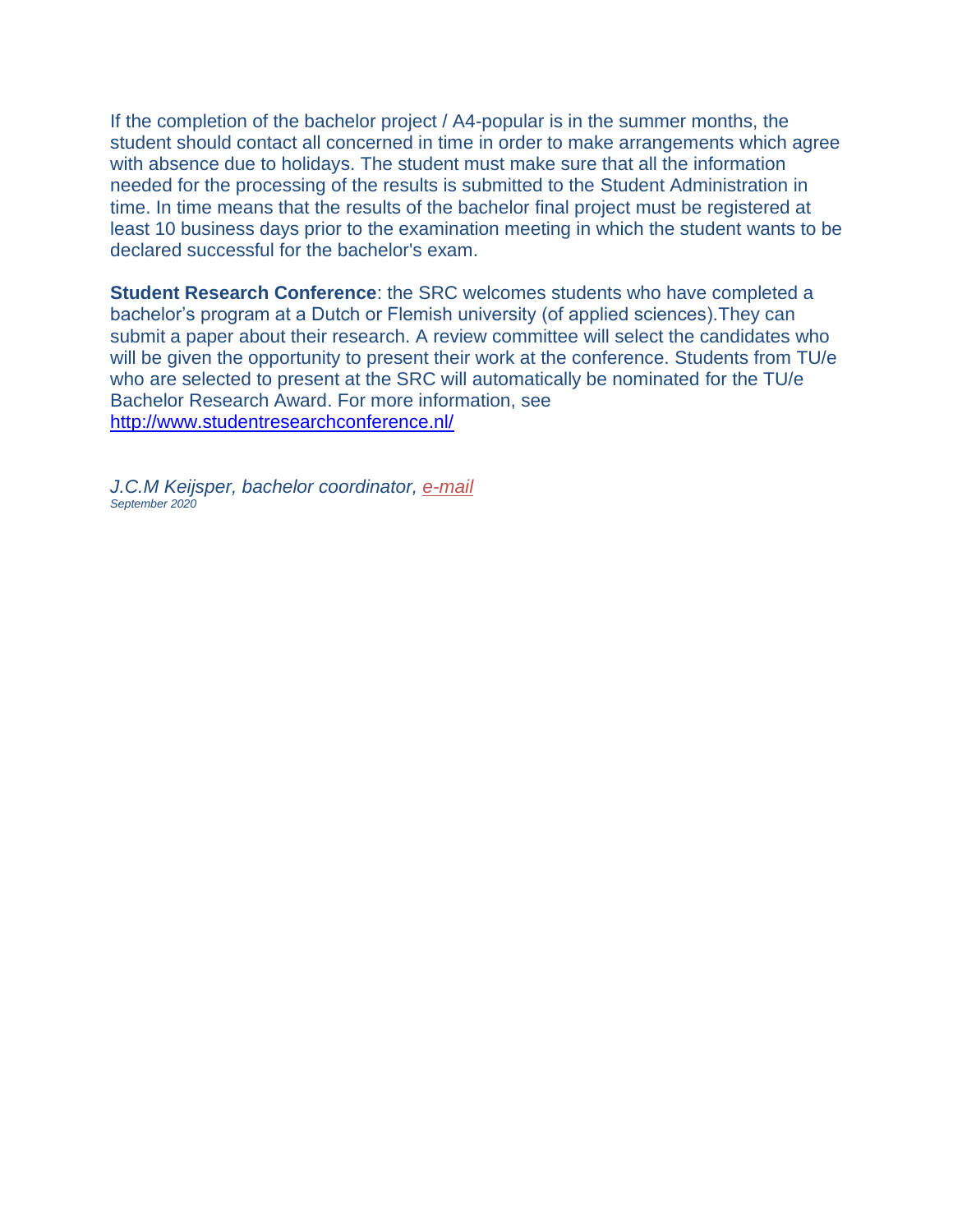If the completion of the bachelor project / A4-popular is in the summer months, the student should contact all concerned in time in order to make arrangements which agree with absence due to holidays. The student must make sure that all the information needed for the processing of the results is submitted to the Student Administration in time. In time means that the results of the bachelor final project must be registered at least 10 business days prior to the examination meeting in which the student wants to be declared successful for the bachelor's exam.

**Student Research Conference**: the SRC welcomes students who have completed a bachelor's program at a Dutch or Flemish university (of applied sciences).They can submit a paper about their research. A review committee will select the candidates who will be given the opportunity to present their work at the conference. Students from TU/e who are selected to present at the SRC will automatically be nominated for the TU/e Bachelor Research Award. For more information, see [http://www.studentresearchconference.nl/](http://www.studentresearchconference.nl/)

*J.C.M Keijsper, bachelor coordinator, e-mail*
*September 2020*